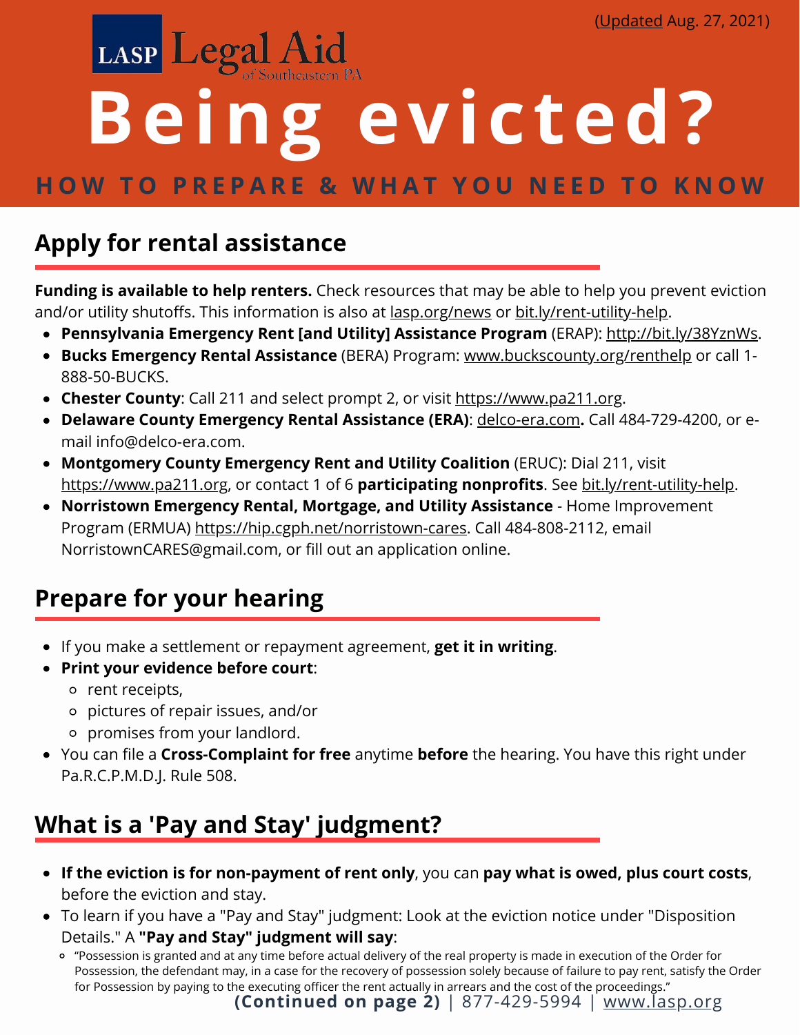(Updated Aug. 27, 2021)

LASP Legal Aid of Southeastern PA

# Being evicted?

### HOW TO PREPARE & WHAT YOU NEED TO KNOW

## Apply for rental assistance

**Funding is available to help renters.** Check resources that may be able to help you prevent eviction and/or utility shutoffs. This information is also at lasp.org/news or bit.ly/rent-utility-help.

- **Pennsylvania Emergency Rent [and Utility] Assistance Program** (ERAP): http://bit.ly/38YznWs.
- **Bucks Emergency Rental Assistance** (BERA) Program: www.buckscounty.org/renthelp or call 1-888-50-BUCKS.
- **Chester County**: Call 211 and select prompt 2, or visit https://www.pa211.org.
- **Delaware County Emergency Rental Assistance (ERA)**: delco-era.com**.** Call 484-729-4200, or e-mail info@delco-era.com.
- **Montgomery County Emergency Rent and Utility Coalition** (ERUC): Dial 211, visit https://www.pa211.org, or contact 1 of 6 **participating nonprofits**. See bit.ly/rent-utility-help.
- **Norristown Emergency Rental, Mortgage, and Utility Assistance** - Home Improvement Program (ERMUA) https://hip.cgph.net/norristown-cares. Call 484-808-2112, email NorristownCARES@gmail.com, or fill out an application online.

## Prepare for your hearing

- If you make a settlement or repayment agreement, **get it in writing**.
- **Print your evidence before court**:
  - rent receipts,
  - pictures of repair issues, and/or
  - promises from your landlord.
- You can file a **Cross-Complaint for free** anytime **before** the hearing. You have this right under Pa.R.C.P.M.D.J. Rule 508.

## What is a 'Pay and Stay' judgment?

- **If the eviction is for non-payment of rent only**, you can **pay what is owed, plus court costs**, before the eviction and stay.
- To learn if you have a "Pay and Stay" judgment: Look at the eviction notice under "Disposition Details." A **"Pay and Stay" judgment will say**:
  - "Possession is granted and at any time before actual delivery of the real property is made in execution of the Order for Possession, the defendant may, in a case for the recovery of possession solely because of failure to pay rent, satisfy the Order for Possession by paying to the executing officer the rent actually in arrears and the cost of the proceedings."

**(Continued on page 2)** | 877-429-5994 | www.lasp.org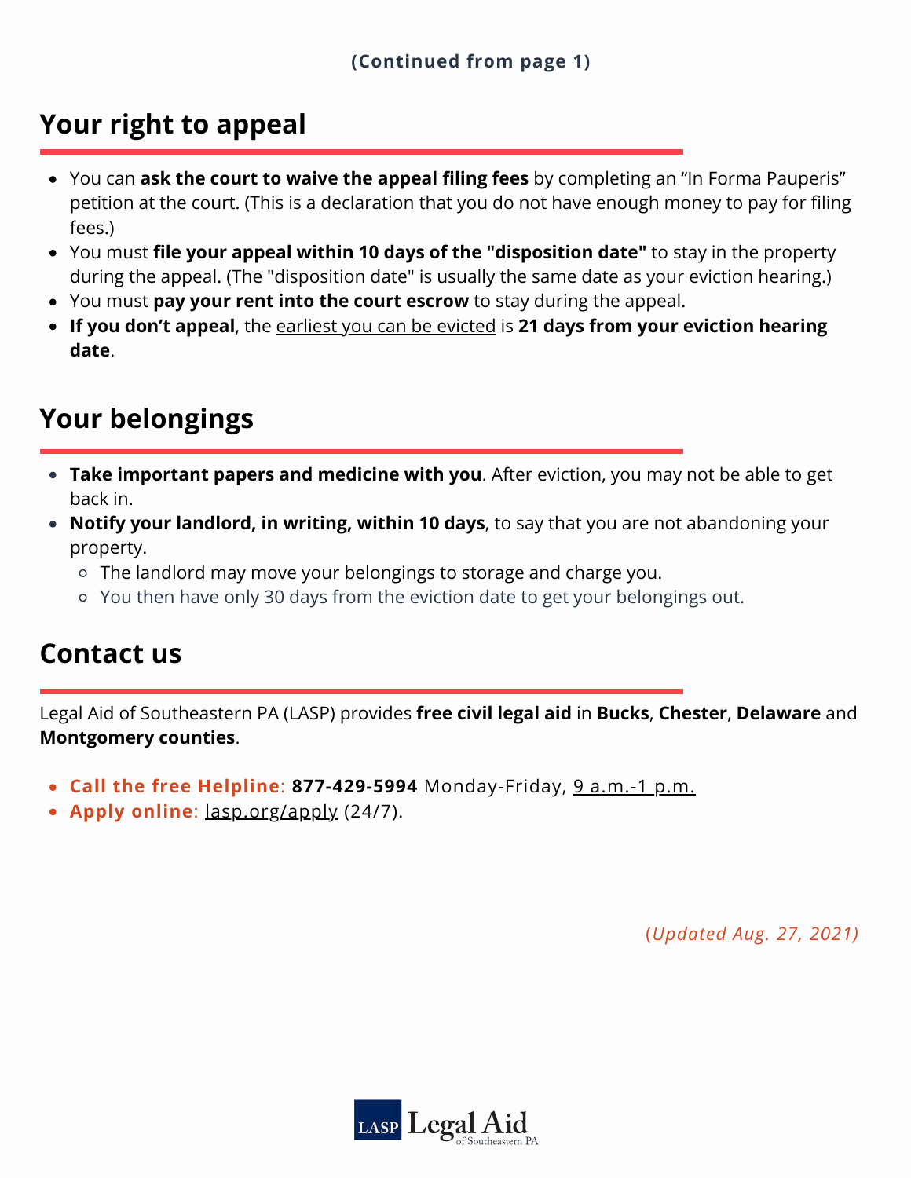(Continued from page 1)

## Your right to appeal

- You can **ask the court to waive the appeal filing fees** by completing an "In Forma Pauperis" petition at the court. (This is a declaration that you do not have enough money to pay for filing fees.)
- You must **file your appeal within 10 days of the "disposition date"** to stay in the property during the appeal. (The "disposition date" is usually the same date as your eviction hearing.)
- You must **pay your rent into the court escrow** to stay during the appeal.
- **If you don't appeal**, the earliest you can be evicted is **21 days from your eviction hearing date**.

## Your belongings

- **Take important papers and medicine with you**. After eviction, you may not be able to get back in.
- **Notify your landlord, in writing, within 10 days**, to say that you are not abandoning your property.
  - The landlord may move your belongings to storage and charge you.
  - You then have only 30 days from the eviction date to get your belongings out.

## Contact us

Legal Aid of Southeastern PA (LASP) provides **free civil legal aid** in **Bucks**, **Chester**, **Delaware** and **Montgomery counties**.

- **Call the free Helpline**: **877-429-5994** Monday-Friday, 9 a.m.-1 p.m.
- **Apply online**: lasp.org/apply (24/7).

*(Updated Aug. 27, 2021)*

LASP Legal Aid of Southeastern PA